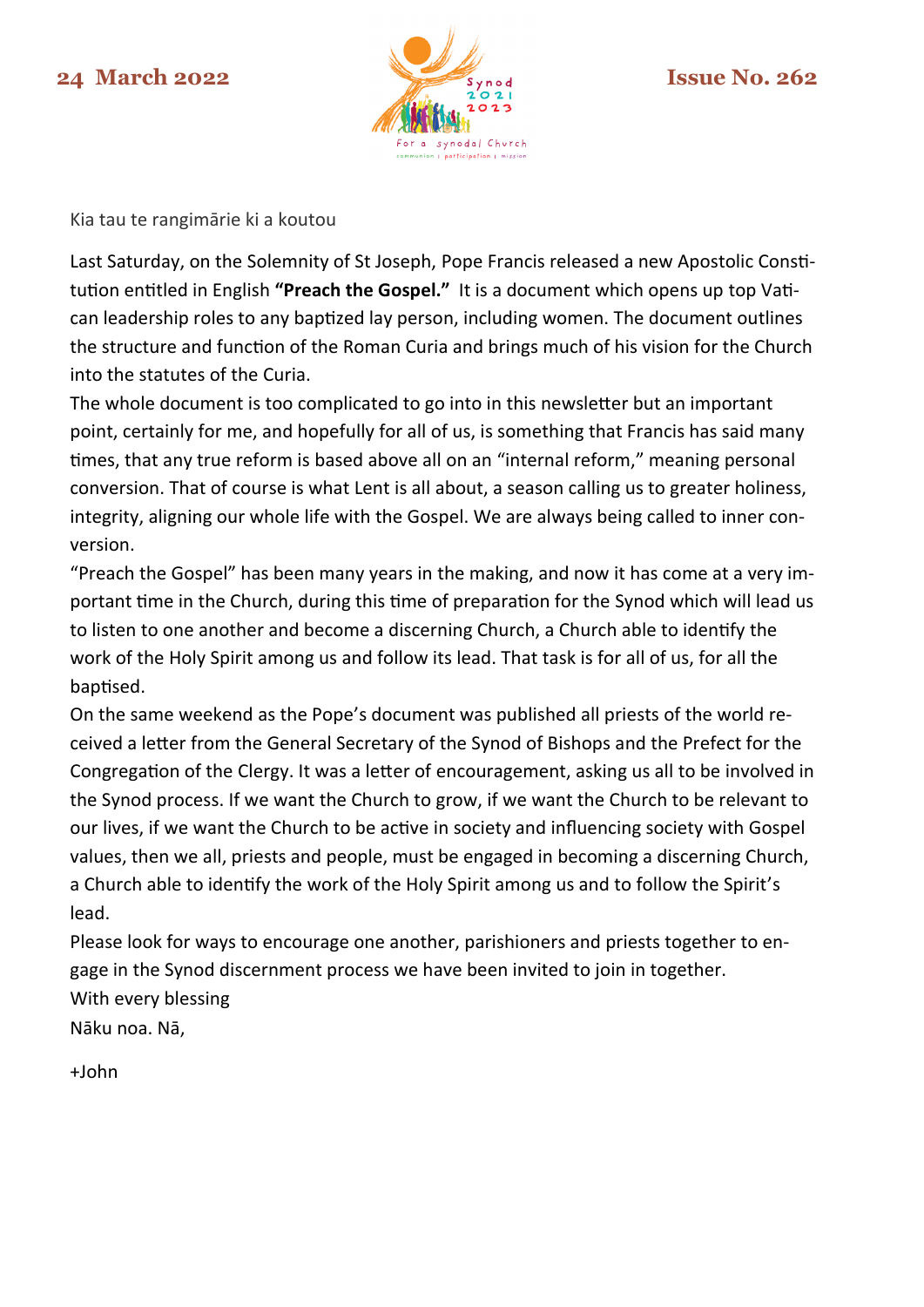**24 March 2022** **Issue No. 262**

Kia tau te rangimārie ki a koutou

Last Saturday, on the Solemnity of St Joseph, Pope Francis released a new Apostolic Constitution entitled in English **"Preach the Gospel."** It is a document which opens up top Vatican leadership roles to any baptized lay person, including women. The document outlines the structure and function of the Roman Curia and brings much of his vision for the Church into the statutes of the Curia.

The whole document is too complicated to go into in this newsletter but an important point, certainly for me, and hopefully for all of us, is something that Francis has said many times, that any true reform is based above all on an "internal reform," meaning personal conversion. That of course is what Lent is all about, a season calling us to greater holiness, integrity, aligning our whole life with the Gospel. We are always being called to inner conversion.

"Preach the Gospel" has been many years in the making, and now it has come at a very important time in the Church, during this time of preparation for the Synod which will lead us to listen to one another and become a discerning Church, a Church able to identify the work of the Holy Spirit among us and follow its lead. That task is for all of us, for all the baptised.

On the same weekend as the Pope's document was published all priests of the world received a letter from the General Secretary of the Synod of Bishops and the Prefect for the Congregation of the Clergy. It was a letter of encouragement, asking us all to be involved in the Synod process. If we want the Church to grow, if we want the Church to be relevant to our lives, if we want the Church to be active in society and influencing society with Gospel values, then we all, priests and people, must be engaged in becoming a discerning Church, a Church able to identify the work of the Holy Spirit among us and to follow the Spirit's lead.

Please look for ways to encourage one another, parishioners and priests together to engage in the Synod discernment process we have been invited to join in together.

With every blessing

Nāku noa. Nā,

+John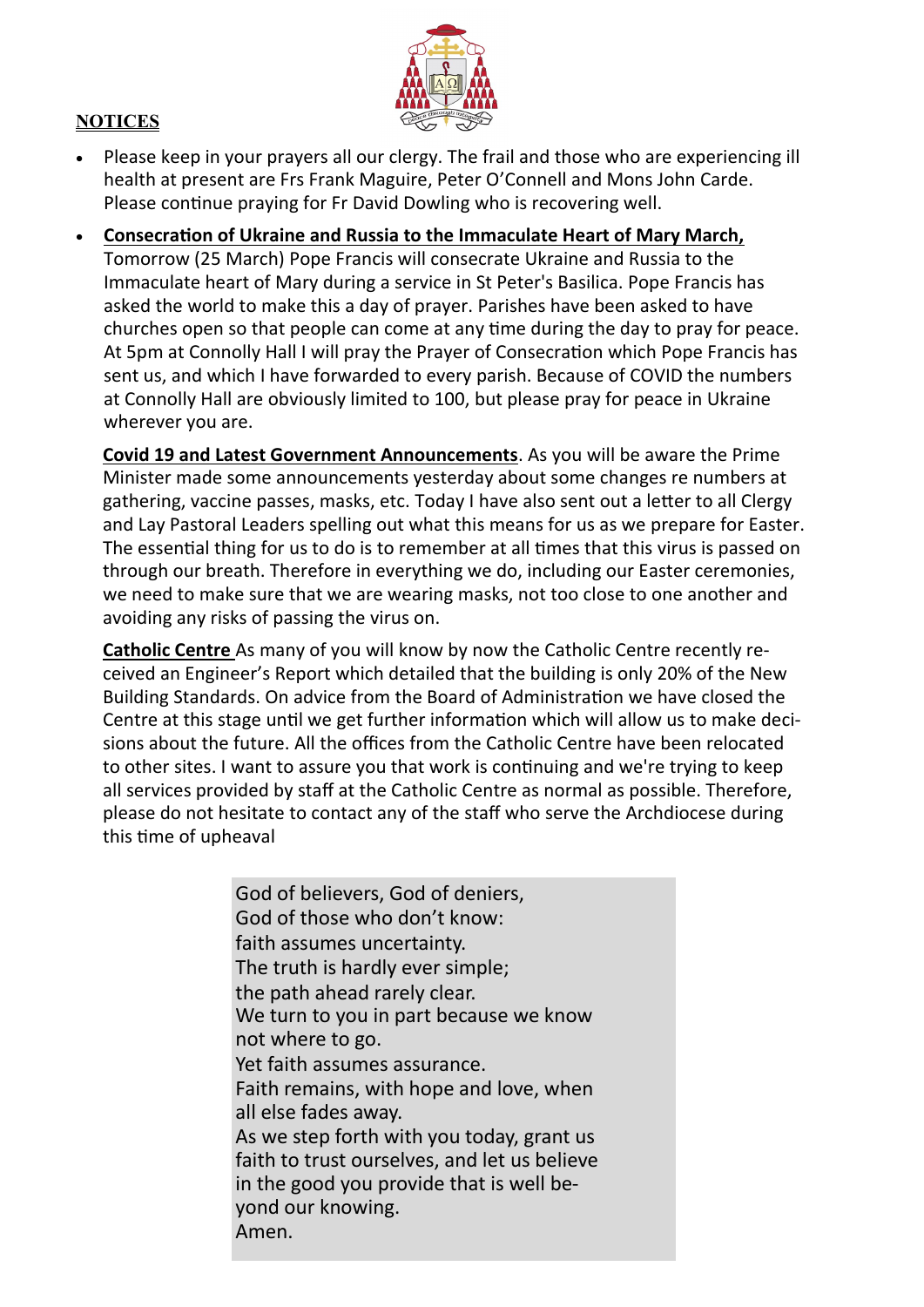## NOTICES

- Please keep in your prayers all our clergy. The frail and those who are experiencing ill health at present are Frs Frank Maguire, Peter O'Connell and Mons John Carde. Please continue praying for Fr David Dowling who is recovering well.
- **Consecration of Ukraine and Russia to the Immaculate Heart of Mary March,** Tomorrow (25 March) Pope Francis will consecrate Ukraine and Russia to the Immaculate heart of Mary during a service in St Peter's Basilica. Pope Francis has asked the world to make this a day of prayer. Parishes have been asked to have churches open so that people can come at any time during the day to pray for peace. At 5pm at Connolly Hall I will pray the Prayer of Consecration which Pope Francis has sent us, and which I have forwarded to every parish. Because of COVID the numbers at Connolly Hall are obviously limited to 100, but please pray for peace in Ukraine wherever you are.

  **Covid 19 and Latest Government Announcements**. As you will be aware the Prime Minister made some announcements yesterday about some changes re numbers at gathering, vaccine passes, masks, etc. Today I have also sent out a letter to all Clergy and Lay Pastoral Leaders spelling out what this means for us as we prepare for Easter. The essential thing for us to do is to remember at all times that this virus is passed on through our breath. Therefore in everything we do, including our Easter ceremonies, we need to make sure that we are wearing masks, not too close to one another and avoiding any risks of passing the virus on.

  **Catholic Centre** As many of you will know by now the Catholic Centre recently received an Engineer's Report which detailed that the building is only 20% of the New Building Standards. On advice from the Board of Administration we have closed the Centre at this stage until we get further information which will allow us to make decisions about the future. All the offices from the Catholic Centre have been relocated to other sites. I want to assure you that work is continuing and we're trying to keep all services provided by staff at the Catholic Centre as normal as possible. Therefore, please do not hesitate to contact any of the staff who serve the Archdiocese during this time of upheaval

God of believers, God of deniers,
God of those who don't know:
faith assumes uncertainty.
The truth is hardly ever simple;
the path ahead rarely clear.
We turn to you in part because we know not where to go.
Yet faith assumes assurance.
Faith remains, with hope and love, when all else fades away.
As we step forth with you today, grant us faith to trust ourselves, and let us believe in the good you provide that is well beyond our knowing.
Amen.